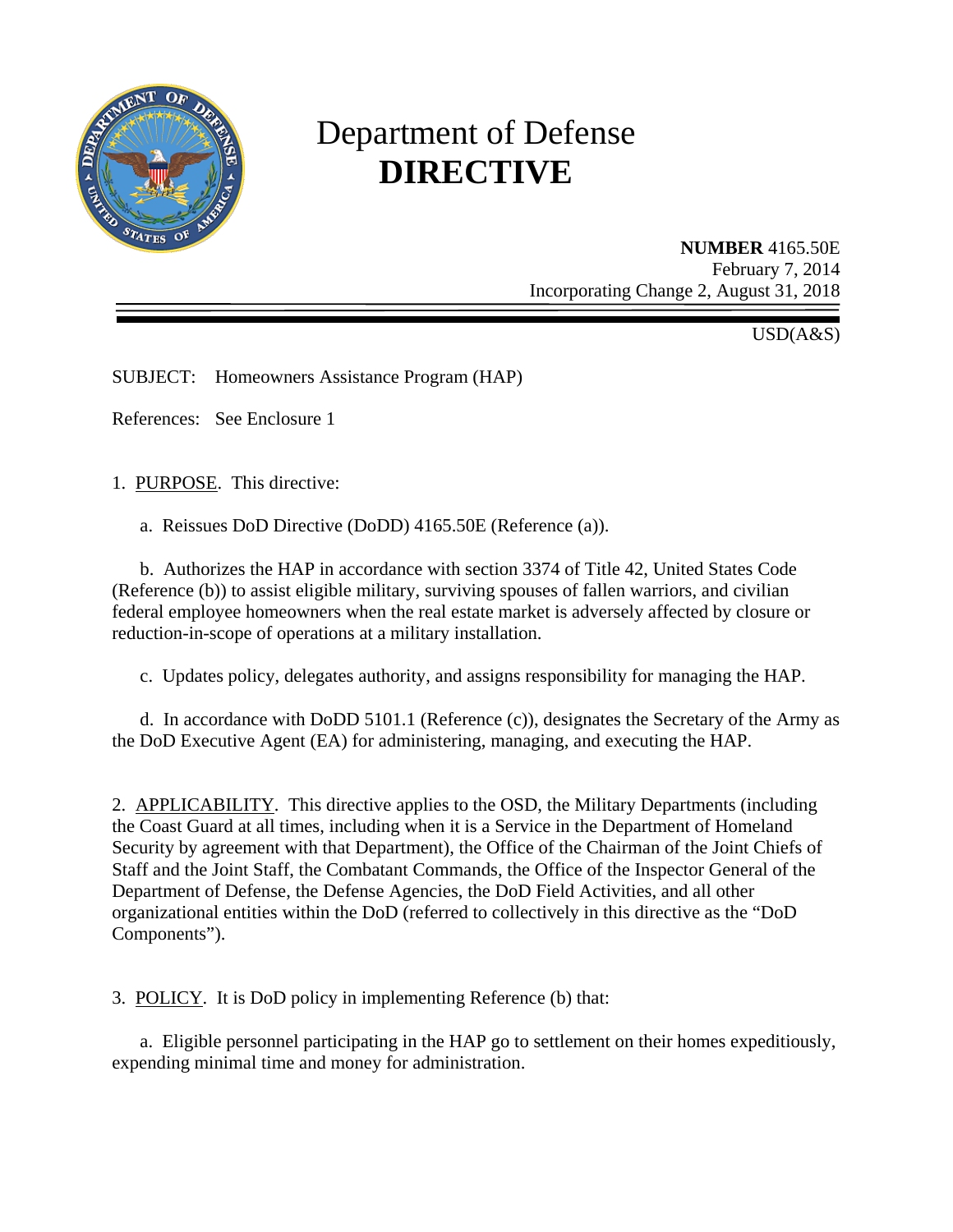# Department of Defense
# DIRECTIVE

**NUMBER** 4165.50E
February 7, 2014
Incorporating Change 2, August 31, 2018

USD(A&S)

SUBJECT: Homeowners Assistance Program (HAP)

References: See Enclosure 1

1. PURPOSE. This directive:

a. Reissues DoD Directive (DoDD) 4165.50E (Reference (a)).

b. Authorizes the HAP in accordance with section 3374 of Title 42, United States Code (Reference (b)) to assist eligible military, surviving spouses of fallen warriors, and civilian federal employee homeowners when the real estate market is adversely affected by closure or reduction-in-scope of operations at a military installation.

c. Updates policy, delegates authority, and assigns responsibility for managing the HAP.

d. In accordance with DoDD 5101.1 (Reference (c)), designates the Secretary of the Army as the DoD Executive Agent (EA) for administering, managing, and executing the HAP.

2. APPLICABILITY. This directive applies to the OSD, the Military Departments (including the Coast Guard at all times, including when it is a Service in the Department of Homeland Security by agreement with that Department), the Office of the Chairman of the Joint Chiefs of Staff and the Joint Staff, the Combatant Commands, the Office of the Inspector General of the Department of Defense, the Defense Agencies, the DoD Field Activities, and all other organizational entities within the DoD (referred to collectively in this directive as the "DoD Components").

3. POLICY. It is DoD policy in implementing Reference (b) that:

a. Eligible personnel participating in the HAP go to settlement on their homes expeditiously, expending minimal time and money for administration.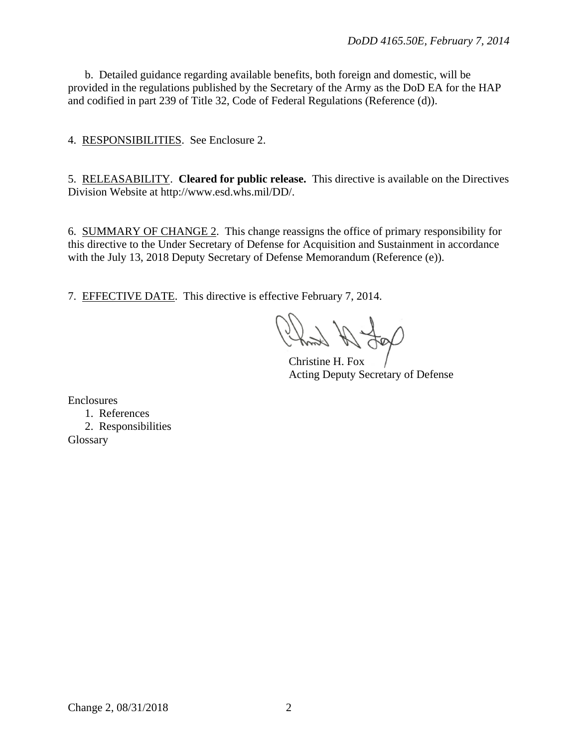b. Detailed guidance regarding available benefits, both foreign and domestic, will be provided in the regulations published by the Secretary of the Army as the DoD EA for the HAP and codified in part 239 of Title 32, Code of Federal Regulations (Reference (d)).

4. RESPONSIBILITIES. See Enclosure 2.

5. RELEASABILITY. **Cleared for public release.** This directive is available on the Directives Division Website at http://www.esd.whs.mil/DD/.

6. SUMMARY OF CHANGE 2. This change reassigns the office of primary responsibility for this directive to the Under Secretary of Defense for Acquisition and Sustainment in accordance with the July 13, 2018 Deputy Secretary of Defense Memorandum (Reference (e)).

7. EFFECTIVE DATE. This directive is effective February 7, 2014.

Christine H. Fox
Acting Deputy Secretary of Defense

Enclosures
1. References
2. Responsibilities

Glossary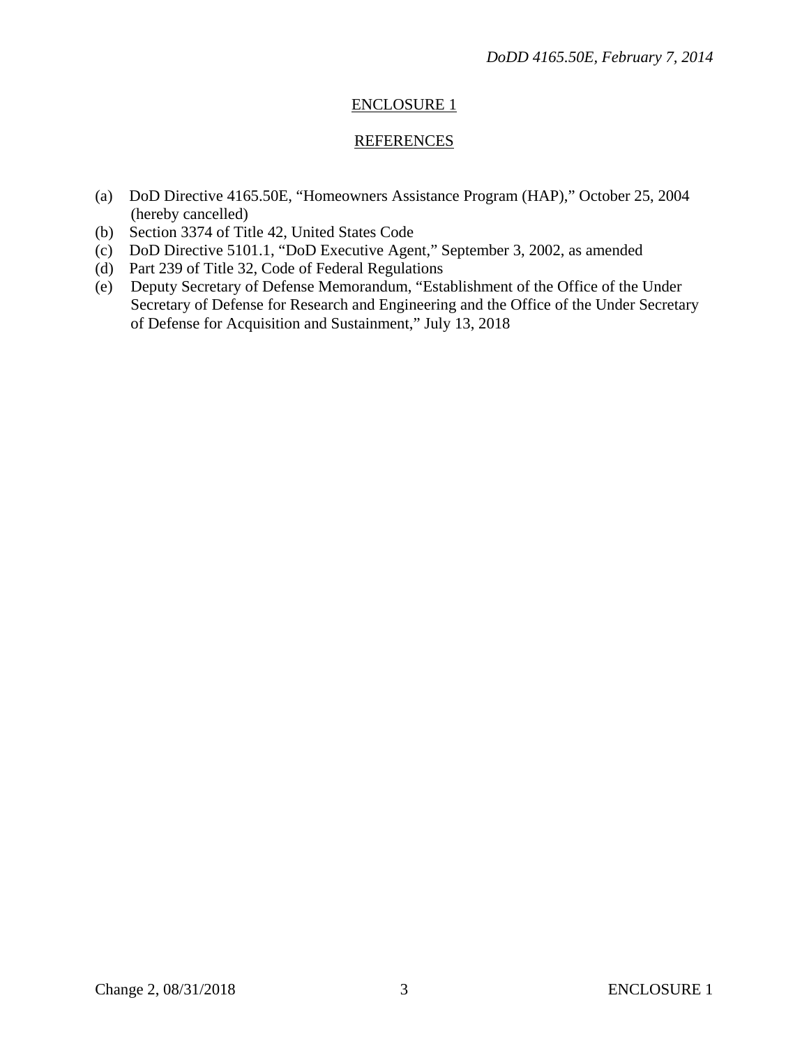## ENCLOSURE 1

## REFERENCES

(a) DoD Directive 4165.50E, "Homeowners Assistance Program (HAP)," October 25, 2004 (hereby cancelled)
(b) Section 3374 of Title 42, United States Code
(c) DoD Directive 5101.1, "DoD Executive Agent," September 3, 2002, as amended
(d) Part 239 of Title 32, Code of Federal Regulations
(e) Deputy Secretary of Defense Memorandum, "Establishment of the Office of the Under Secretary of Defense for Research and Engineering and the Office of the Under Secretary of Defense for Acquisition and Sustainment," July 13, 2018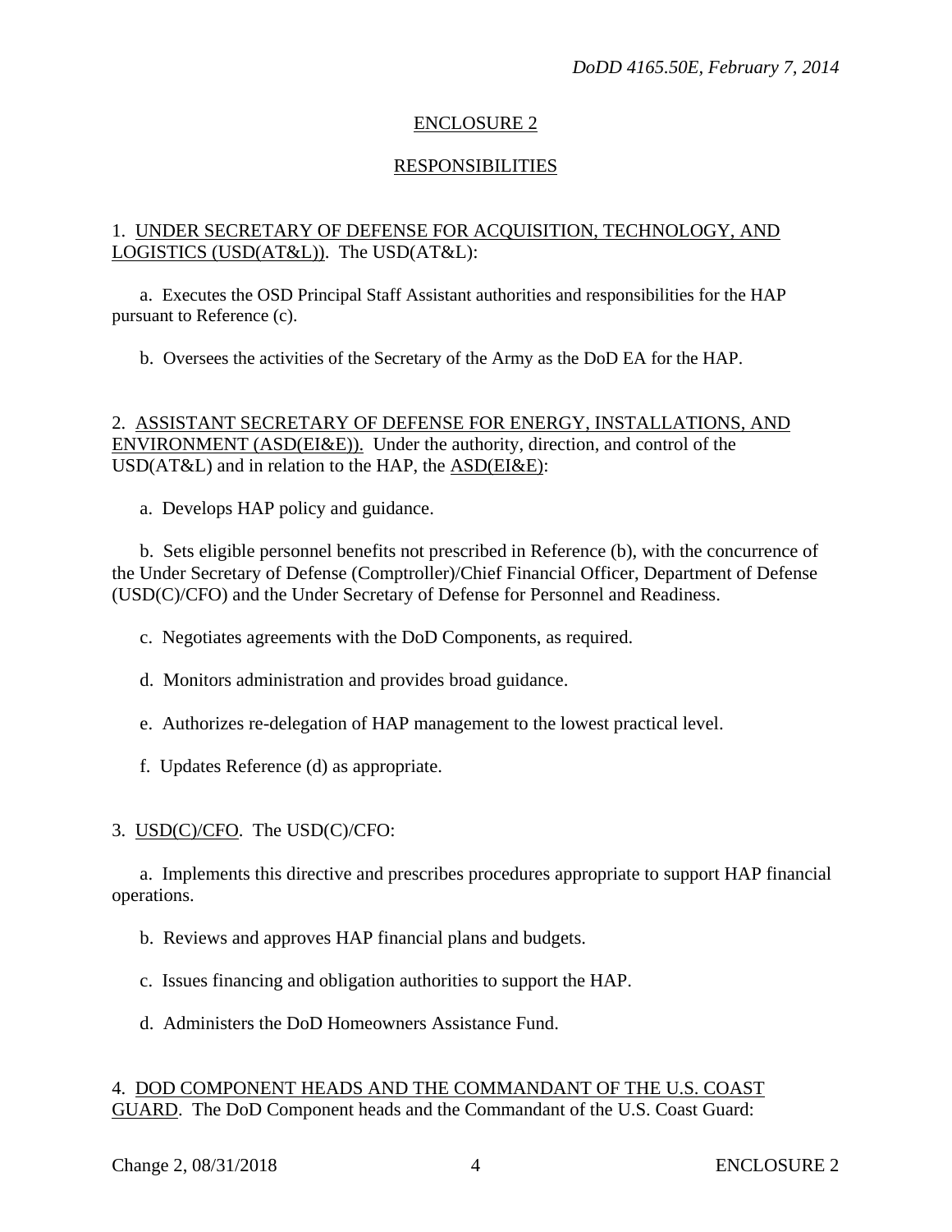## ENCLOSURE 2

## RESPONSIBILITIES

1. UNDER SECRETARY OF DEFENSE FOR ACQUISITION, TECHNOLOGY, AND LOGISTICS (USD(AT&L)). The USD(AT&L):

a. Executes the OSD Principal Staff Assistant authorities and responsibilities for the HAP pursuant to Reference (c).

b. Oversees the activities of the Secretary of the Army as the DoD EA for the HAP.

2. ASSISTANT SECRETARY OF DEFENSE FOR ENERGY, INSTALLATIONS, AND ENVIRONMENT (ASD(EI&E)). Under the authority, direction, and control of the USD(AT&L) and in relation to the HAP, the ASD(EI&E):

a. Develops HAP policy and guidance.

b. Sets eligible personnel benefits not prescribed in Reference (b), with the concurrence of the Under Secretary of Defense (Comptroller)/Chief Financial Officer, Department of Defense (USD(C)/CFO) and the Under Secretary of Defense for Personnel and Readiness.

c. Negotiates agreements with the DoD Components, as required.

d. Monitors administration and provides broad guidance.

e. Authorizes re-delegation of HAP management to the lowest practical level.

f. Updates Reference (d) as appropriate.

3. USD(C)/CFO. The USD(C)/CFO:

a. Implements this directive and prescribes procedures appropriate to support HAP financial operations.

b. Reviews and approves HAP financial plans and budgets.

c. Issues financing and obligation authorities to support the HAP.

d. Administers the DoD Homeowners Assistance Fund.

4. DOD COMPONENT HEADS AND THE COMMANDANT OF THE U.S. COAST GUARD. The DoD Component heads and the Commandant of the U.S. Coast Guard: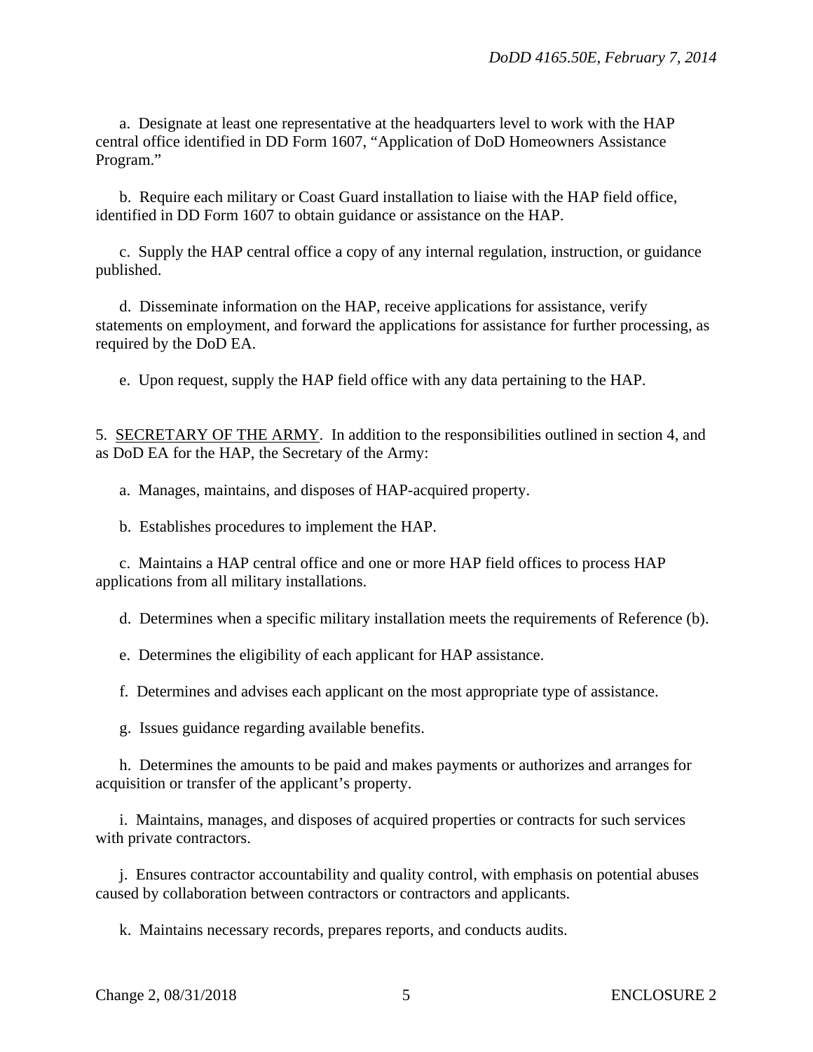a. Designate at least one representative at the headquarters level to work with the HAP central office identified in DD Form 1607, "Application of DoD Homeowners Assistance Program."

b. Require each military or Coast Guard installation to liaise with the HAP field office, identified in DD Form 1607 to obtain guidance or assistance on the HAP.

c. Supply the HAP central office a copy of any internal regulation, instruction, or guidance published.

d. Disseminate information on the HAP, receive applications for assistance, verify statements on employment, and forward the applications for assistance for further processing, as required by the DoD EA.

e. Upon request, supply the HAP field office with any data pertaining to the HAP.

5. <u>SECRETARY OF THE ARMY</u>. In addition to the responsibilities outlined in section 4, and as DoD EA for the HAP, the Secretary of the Army:

a. Manages, maintains, and disposes of HAP-acquired property.

b. Establishes procedures to implement the HAP.

c. Maintains a HAP central office and one or more HAP field offices to process HAP applications from all military installations.

d. Determines when a specific military installation meets the requirements of Reference (b).

e. Determines the eligibility of each applicant for HAP assistance.

f. Determines and advises each applicant on the most appropriate type of assistance.

g. Issues guidance regarding available benefits.

h. Determines the amounts to be paid and makes payments or authorizes and arranges for acquisition or transfer of the applicant's property.

i. Maintains, manages, and disposes of acquired properties or contracts for such services with private contractors.

j. Ensures contractor accountability and quality control, with emphasis on potential abuses caused by collaboration between contractors or contractors and applicants.

k. Maintains necessary records, prepares reports, and conducts audits.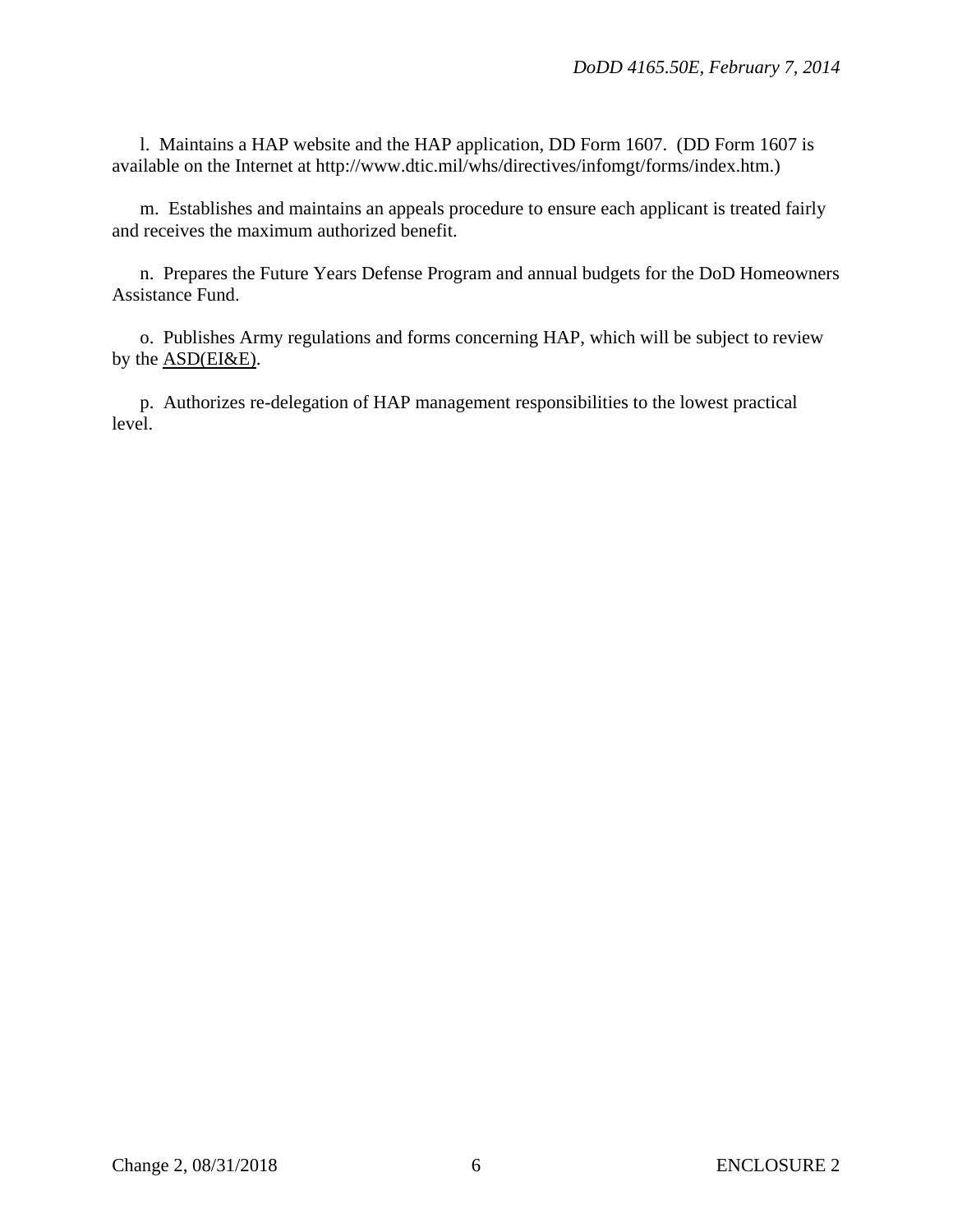l.  Maintains a HAP website and the HAP application, DD Form 1607.  (DD Form 1607 is available on the Internet at http://www.dtic.mil/whs/directives/infomgt/forms/index.htm.)

m.  Establishes and maintains an appeals procedure to ensure each applicant is treated fairly and receives the maximum authorized benefit.

n.  Prepares the Future Years Defense Program and annual budgets for the DoD Homeowners Assistance Fund.

o.  Publishes Army regulations and forms concerning HAP, which will be subject to review by the ASD(EI&E).

p.  Authorizes re-delegation of HAP management responsibilities to the lowest practical level.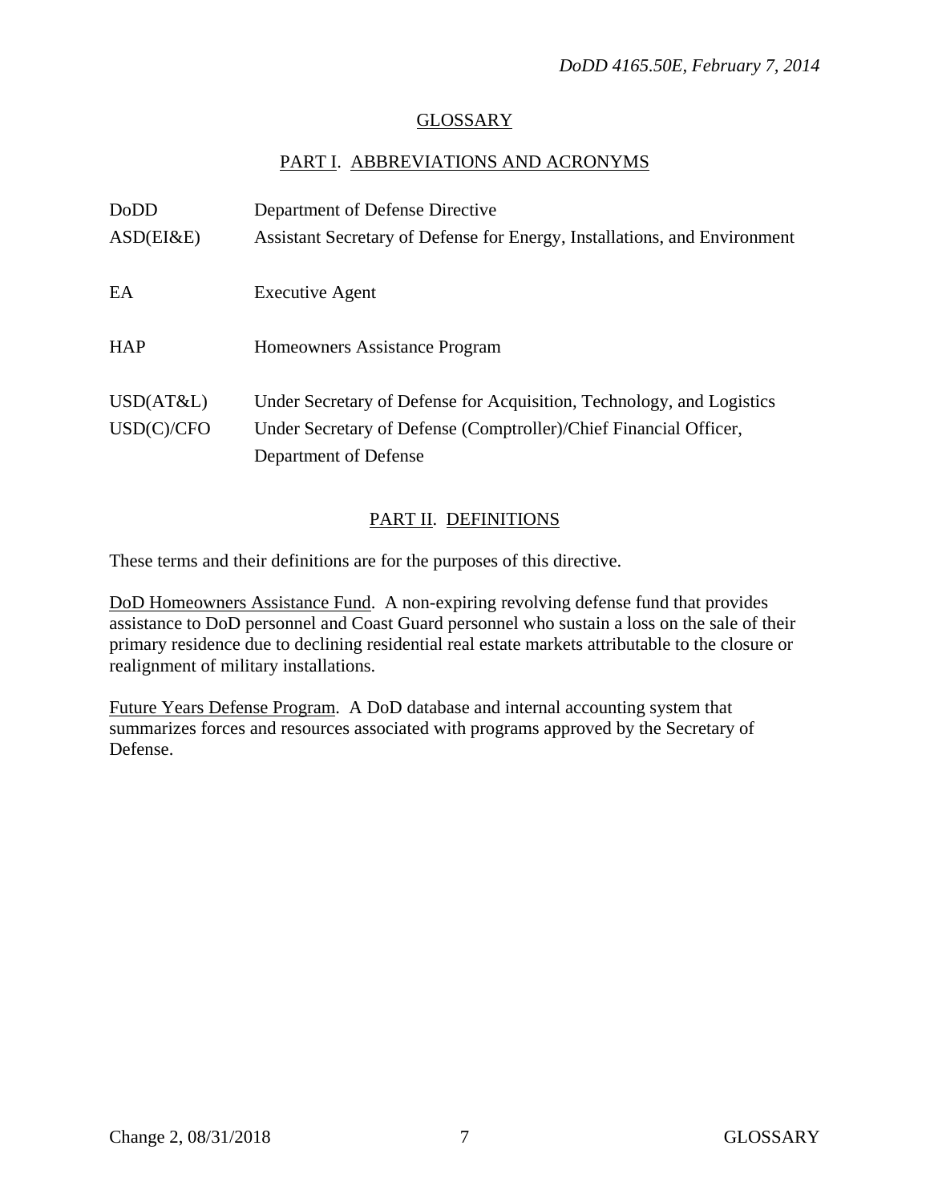## GLOSSARY

### PART I. ABBREVIATIONS AND ACRONYMS

| | |
|---|---|
| DoDD | Department of Defense Directive |
| ASD(EI&E) | Assistant Secretary of Defense for Energy, Installations, and Environment |
| EA | Executive Agent |
| HAP | Homeowners Assistance Program |
| USD(AT&L) | Under Secretary of Defense for Acquisition, Technology, and Logistics |
| USD(C)/CFO | Under Secretary of Defense (Comptroller)/Chief Financial Officer, Department of Defense |

### PART II. DEFINITIONS

These terms and their definitions are for the purposes of this directive.

DoD Homeowners Assistance Fund. A non-expiring revolving defense fund that provides assistance to DoD personnel and Coast Guard personnel who sustain a loss on the sale of their primary residence due to declining residential real estate markets attributable to the closure or realignment of military installations.

Future Years Defense Program. A DoD database and internal accounting system that summarizes forces and resources associated with programs approved by the Secretary of Defense.